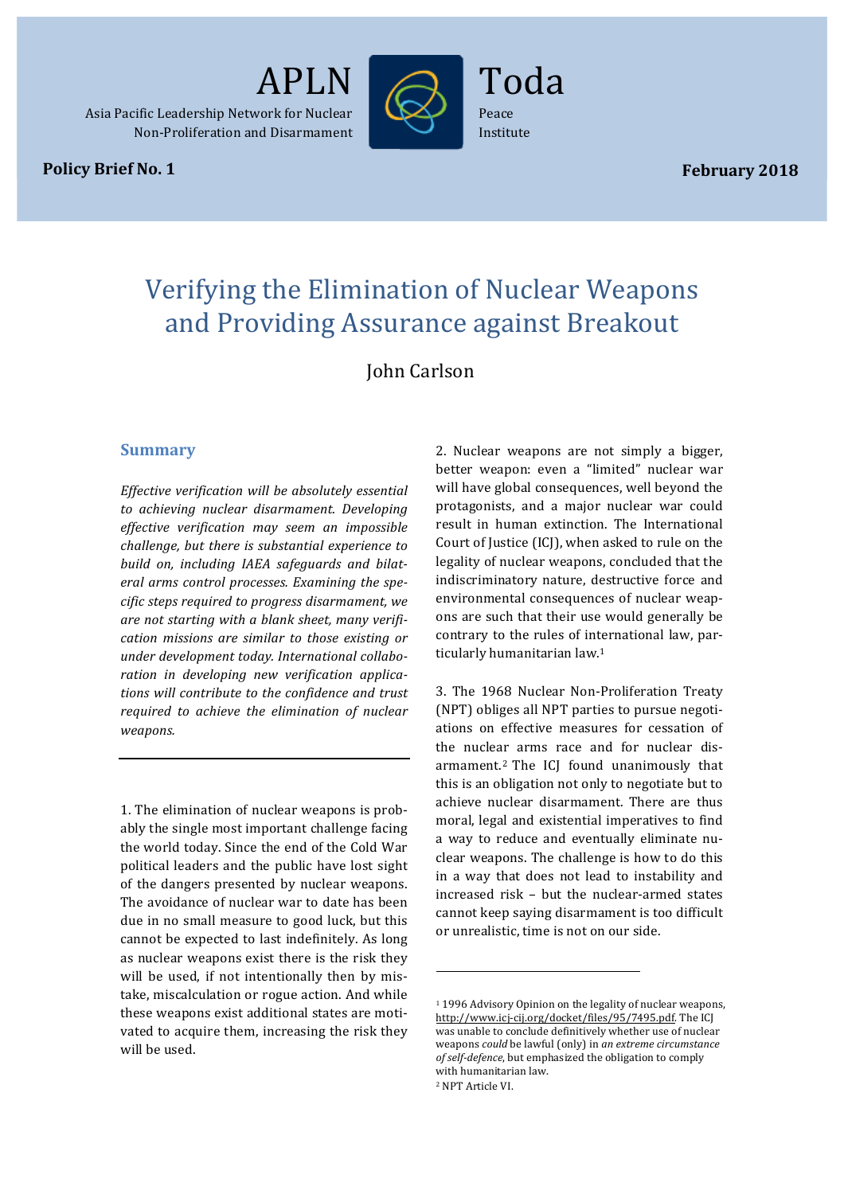APLN

Asia Pacific Leadership Network for Nuclear Non-Proliferation and Disarmament

Toda Peace Institute

**Policy Brief No. 1** **February 2018**

# Verifying the Elimination of Nuclear Weapons and Providing Assurance against Breakout

John Carlson

## Summary

*Effective verification will be absolutely essential to achieving nuclear disarmament. Developing effective verification may seem an impossible challenge, but there is substantial experience to build on, including IAEA safeguards and bilateral arms control processes. Examining the specific steps required to progress disarmament, we are not starting with a blank sheet, many verification missions are similar to those existing or under development today. International collaboration in developing new verification applications will contribute to the confidence and trust required to achieve the elimination of nuclear weapons.*

1. The elimination of nuclear weapons is probably the single most important challenge facing the world today. Since the end of the Cold War political leaders and the public have lost sight of the dangers presented by nuclear weapons. The avoidance of nuclear war to date has been due in no small measure to good luck, but this cannot be expected to last indefinitely. As long as nuclear weapons exist there is the risk they will be used, if not intentionally then by mistake, miscalculation or rogue action. And while these weapons exist additional states are motivated to acquire them, increasing the risk they will be used.

2. Nuclear weapons are not simply a bigger, better weapon: even a "limited" nuclear war will have global consequences, well beyond the protagonists, and a major nuclear war could result in human extinction. The International Court of Justice (ICJ), when asked to rule on the legality of nuclear weapons, concluded that the indiscriminatory nature, destructive force and environmental consequences of nuclear weapons are such that their use would generally be contrary to the rules of international law, particularly humanitarian law.[1]

3. The 1968 Nuclear Non-Proliferation Treaty (NPT) obliges all NPT parties to pursue negotiations on effective measures for cessation of the nuclear arms race and for nuclear disarmament.[2] The ICJ found unanimously that this is an obligation not only to negotiate but to achieve nuclear disarmament. There are thus moral, legal and existential imperatives to find a way to reduce and eventually eliminate nuclear weapons. The challenge is how to do this in a way that does not lead to instability and increased risk – but the nuclear-armed states cannot keep saying disarmament is too difficult or unrealistic, time is not on our side.

---

[1] 1996 Advisory Opinion on the legality of nuclear weapons, http://www.icj-cij.org/docket/files/95/7495.pdf. The ICJ was unable to conclude definitively whether use of nuclear weapons *could* be lawful (only) in *an extreme circumstance of self-defence*, but emphasized the obligation to comply with humanitarian law.

[2] NPT Article VI.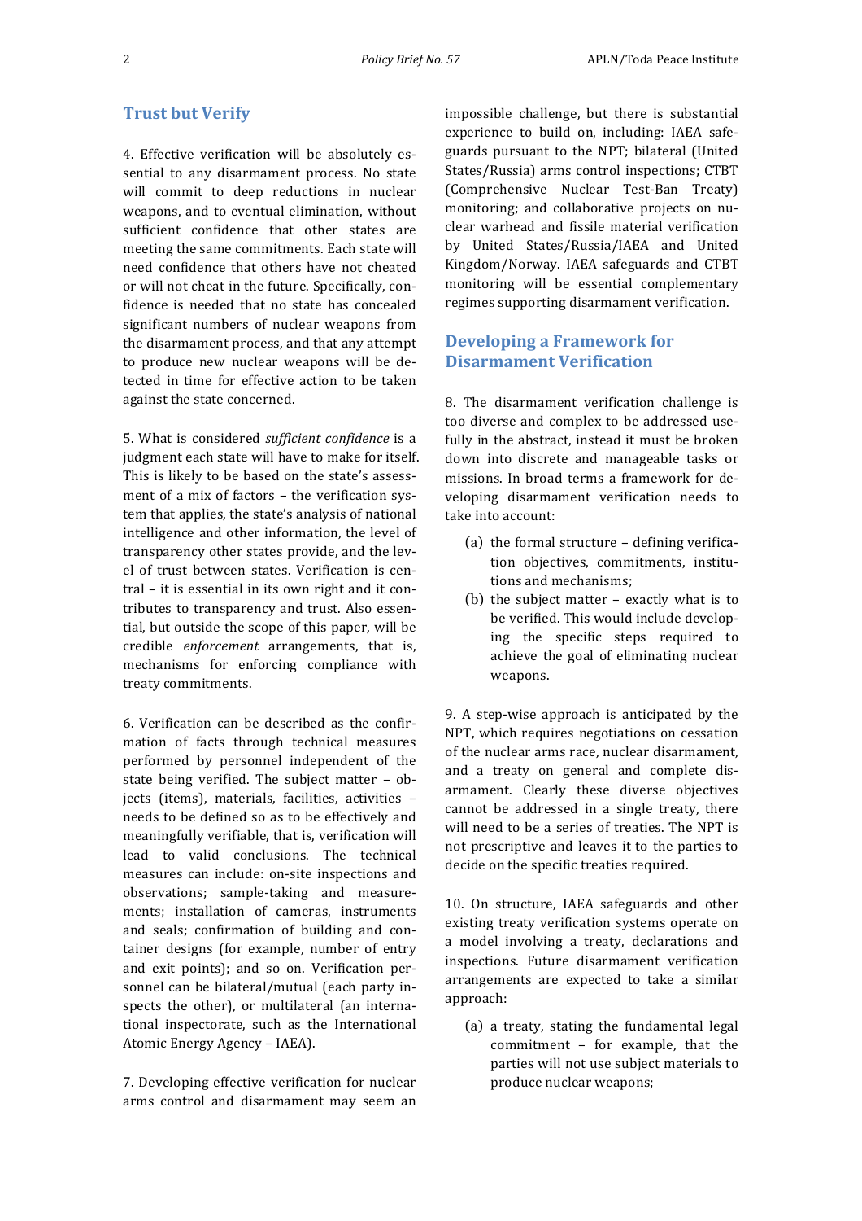## Trust but Verify

4. Effective verification will be absolutely essential to any disarmament process. No state will commit to deep reductions in nuclear weapons, and to eventual elimination, without sufficient confidence that other states are meeting the same commitments. Each state will need confidence that others have not cheated or will not cheat in the future. Specifically, confidence is needed that no state has concealed significant numbers of nuclear weapons from the disarmament process, and that any attempt to produce new nuclear weapons will be detected in time for effective action to be taken against the state concerned.

5. What is considered *sufficient confidence* is a judgment each state will have to make for itself. This is likely to be based on the state's assessment of a mix of factors – the verification system that applies, the state's analysis of national intelligence and other information, the level of transparency other states provide, and the level of trust between states. Verification is central – it is essential in its own right and it contributes to transparency and trust. Also essential, but outside the scope of this paper, will be credible *enforcement* arrangements, that is, mechanisms for enforcing compliance with treaty commitments.

6. Verification can be described as the confirmation of facts through technical measures performed by personnel independent of the state being verified. The subject matter – objects (items), materials, facilities, activities – needs to be defined so as to be effectively and meaningfully verifiable, that is, verification will lead to valid conclusions. The technical measures can include: on-site inspections and observations; sample-taking and measurements; installation of cameras, instruments and seals; confirmation of building and container designs (for example, number of entry and exit points); and so on. Verification personnel can be bilateral/mutual (each party inspects the other), or multilateral (an international inspectorate, such as the International Atomic Energy Agency – IAEA).

7. Developing effective verification for nuclear arms control and disarmament may seem an impossible challenge, but there is substantial experience to build on, including: IAEA safeguards pursuant to the NPT; bilateral (United States/Russia) arms control inspections; CTBT (Comprehensive Nuclear Test-Ban Treaty) monitoring; and collaborative projects on nuclear warhead and fissile material verification by United States/Russia/IAEA and United Kingdom/Norway. IAEA safeguards and CTBT monitoring will be essential complementary regimes supporting disarmament verification.

## Developing a Framework for Disarmament Verification

8. The disarmament verification challenge is too diverse and complex to be addressed usefully in the abstract, instead it must be broken down into discrete and manageable tasks or missions. In broad terms a framework for developing disarmament verification needs to take into account:

(a) the formal structure – defining verification objectives, commitments, institutions and mechanisms;

(b) the subject matter – exactly what is to be verified. This would include developing the specific steps required to achieve the goal of eliminating nuclear weapons.

9. A step-wise approach is anticipated by the NPT, which requires negotiations on cessation of the nuclear arms race, nuclear disarmament, and a treaty on general and complete disarmament. Clearly these diverse objectives cannot be addressed in a single treaty, there will need to be a series of treaties. The NPT is not prescriptive and leaves it to the parties to decide on the specific treaties required.

10. On structure, IAEA safeguards and other existing treaty verification systems operate on a model involving a treaty, declarations and inspections. Future disarmament verification arrangements are expected to take a similar approach:

(a) a treaty, stating the fundamental legal commitment – for example, that the parties will not use subject materials to produce nuclear weapons;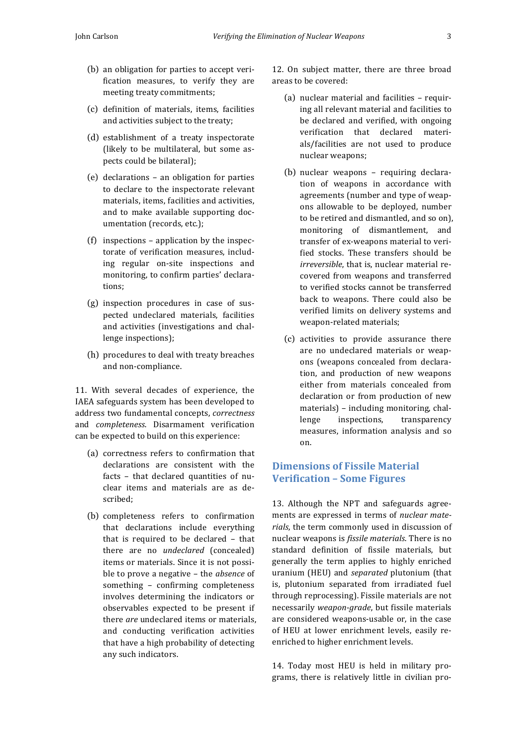(b) an obligation for parties to accept verification measures, to verify they are meeting treaty commitments;

(c) definition of materials, items, facilities and activities subject to the treaty;

(d) establishment of a treaty inspectorate (likely to be multilateral, but some aspects could be bilateral);

(e) declarations – an obligation for parties to declare to the inspectorate relevant materials, items, facilities and activities, and to make available supporting documentation (records, etc.);

(f) inspections – application by the inspectorate of verification measures, including regular on-site inspections and monitoring, to confirm parties' declarations;

(g) inspection procedures in case of suspected undeclared materials, facilities and activities (investigations and challenge inspections);

(h) procedures to deal with treaty breaches and non-compliance.

11. With several decades of experience, the IAEA safeguards system has been developed to address two fundamental concepts, *correctness* and *completeness*. Disarmament verification can be expected to build on this experience:

(a) correctness refers to confirmation that declarations are consistent with the facts – that declared quantities of nuclear items and materials are as described;

(b) completeness refers to confirmation that declarations include everything that is required to be declared – that there are no *undeclared* (concealed) items or materials. Since it is not possible to prove a negative – the *absence* of something – confirming completeness involves determining the indicators or observables expected to be present if there *are* undeclared items or materials, and conducting verification activities that have a high probability of detecting any such indicators.

12. On subject matter, there are three broad areas to be covered:

(a) nuclear material and facilities – requiring all relevant material and facilities to be declared and verified, with ongoing verification that declared materials/facilities are not used to produce nuclear weapons;

(b) nuclear weapons – requiring declaration of weapons in accordance with agreements (number and type of weapons allowable to be deployed, number to be retired and dismantled, and so on), monitoring of dismantlement, and transfer of ex-weapons material to verified stocks. These transfers should be *irreversible*, that is, nuclear material recovered from weapons and transferred to verified stocks cannot be transferred back to weapons. There could also be verified limits on delivery systems and weapon-related materials;

(c) activities to provide assurance there are no undeclared materials or weapons (weapons concealed from declaration, and production of new weapons either from materials concealed from declaration or from production of new materials) – including monitoring, challenge inspections, transparency measures, information analysis and so on.

## Dimensions of Fissile Material Verification – Some Figures

13. Although the NPT and safeguards agreements are expressed in terms of *nuclear materials*, the term commonly used in discussion of nuclear weapons is *fissile materials*. There is no standard definition of fissile materials, but generally the term applies to highly enriched uranium (HEU) and *separated* plutonium (that is, plutonium separated from irradiated fuel through reprocessing). Fissile materials are not necessarily *weapon-grade*, but fissile materials are considered weapons-usable or, in the case of HEU at lower enrichment levels, easily re-enriched to higher enrichment levels.

14. Today most HEU is held in military programs, there is relatively little in civilian pro-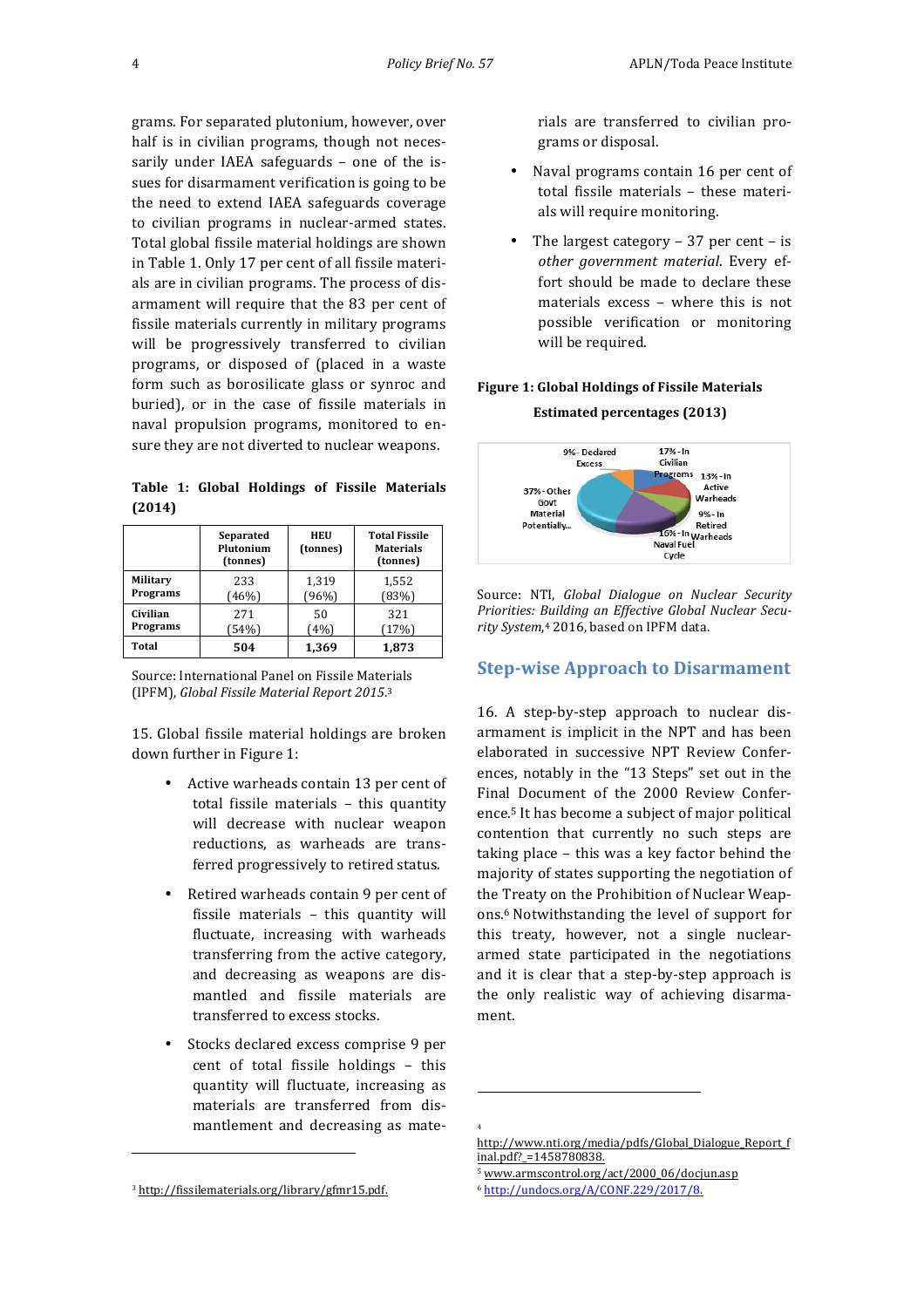grams. For separated plutonium, however, over half is in civilian programs, though not necessarily under IAEA safeguards – one of the issues for disarmament verification is going to be the need to extend IAEA safeguards coverage to civilian programs in nuclear-armed states. Total global fissile material holdings are shown in Table 1. Only 17 per cent of all fissile materials are in civilian programs. The process of disarmament will require that the 83 per cent of fissile materials currently in military programs will be progressively transferred to civilian programs, or disposed of (placed in a waste form such as borosilicate glass or synroc and buried), or in the case of fissile materials in naval propulsion programs, monitored to ensure they are not diverted to nuclear weapons.

**Table 1: Global Holdings of Fissile Materials (2014)**

| | Separated Plutonium (tonnes) | HEU (tonnes) | Total Fissile Materials (tonnes) |
|---|---|---|---|
| **Military Programs** | 233 (46%) | 1,319 (96%) | 1,552 (83%) |
| **Civilian Programs** | 271 (54%) | 50 (4%) | 321 (17%) |
| **Total** | **504** | **1,369** | **1,873** |

Source: International Panel on Fissile Materials (IPFM), *Global Fissile Material Report 2015*.[3]

15. Global fissile material holdings are broken down further in Figure 1:

- Active warheads contain 13 per cent of total fissile materials – this quantity will decrease with nuclear weapon reductions, as warheads are transferred progressively to retired status.
- Retired warheads contain 9 per cent of fissile materials – this quantity will fluctuate, increasing with warheads transferring from the active category, and decreasing as weapons are dismantled and fissile materials are transferred to excess stocks.
- Stocks declared excess comprise 9 per cent of total fissile holdings – this quantity will fluctuate, increasing as materials are transferred from dismantlement and decreasing as materials are transferred to civilian programs or disposal.
- Naval programs contain 16 per cent of total fissile materials – these materials will require monitoring.
- The largest category – 37 per cent – is *other government material*. Every effort should be made to declare these materials excess – where this is not possible verification or monitoring will be required.

**Figure 1: Global Holdings of Fissile Materials**

**Estimated percentages (2013)**

9% - Declared Excess; 17% - In Civilian Programs; 13% - In Active Warheads; 9% - In Retired Warheads; 16% - In Naval Fuel Cycle; 37% - Other Govt Material Potentially...

Source: NTI, *Global Dialogue on Nuclear Security Priorities: Building an Effective Global Nuclear Security System*,[4] 2016, based on IPFM data.

## Step-wise Approach to Disarmament

16. A step-by-step approach to nuclear disarmament is implicit in the NPT and has been elaborated in successive NPT Review Conferences, notably in the "13 Steps" set out in the Final Document of the 2000 Review Conference.[5] It has become a subject of major political contention that currently no such steps are taking place – this was a key factor behind the majority of states supporting the negotiation of the Treaty on the Prohibition of Nuclear Weapons.[6] Notwithstanding the level of support for this treaty, however, not a single nuclear-armed state participated in the negotiations and it is clear that a step-by-step approach is the only realistic way of achieving disarmament.

---

[3] http://fissilematerials.org/library/gfmr15.pdf.

[4] http://www.nti.org/media/pdfs/Global_Dialogue_Report_final.pdf?_=1458780838.

[5] www.armscontrol.org/act/2000_06/docjun.asp

[6] http://undocs.org/A/CONF.229/2017/8.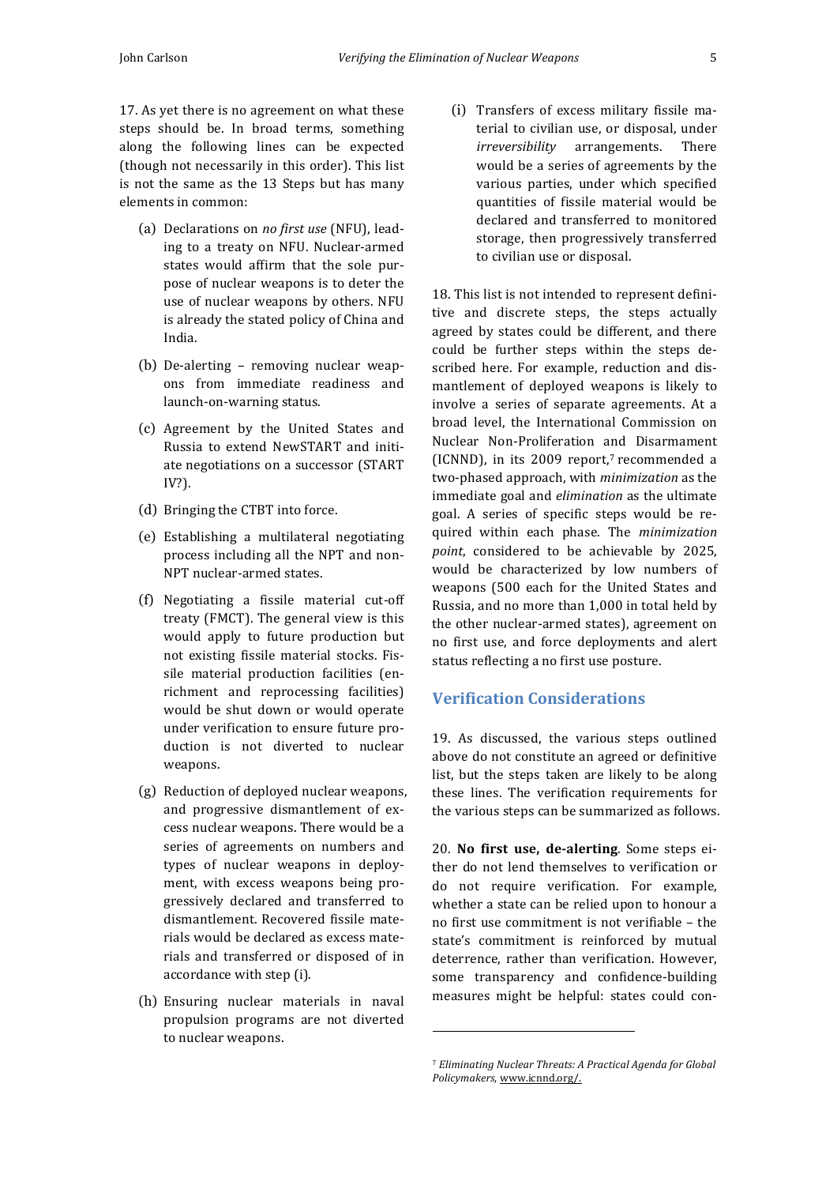17. As yet there is no agreement on what these steps should be. In broad terms, something along the following lines can be expected (though not necessarily in this order). This list is not the same as the 13 Steps but has many elements in common:

(a) Declarations on *no first use* (NFU), leading to a treaty on NFU. Nuclear-armed states would affirm that the sole purpose of nuclear weapons is to deter the use of nuclear weapons by others. NFU is already the stated policy of China and India.

(b) De-alerting – removing nuclear weapons from immediate readiness and launch-on-warning status.

(c) Agreement by the United States and Russia to extend NewSTART and initiate negotiations on a successor (START IV?).

(d) Bringing the CTBT into force.

(e) Establishing a multilateral negotiating process including all the NPT and non-NPT nuclear-armed states.

(f) Negotiating a fissile material cut-off treaty (FMCT). The general view is this would apply to future production but not existing fissile material stocks. Fissile material production facilities (enrichment and reprocessing facilities) would be shut down or would operate under verification to ensure future production is not diverted to nuclear weapons.

(g) Reduction of deployed nuclear weapons, and progressive dismantlement of excess nuclear weapons. There would be a series of agreements on numbers and types of nuclear weapons in deployment, with excess weapons being progressively declared and transferred to dismantlement. Recovered fissile materials would be declared as excess materials and transferred or disposed of in accordance with step (i).

(h) Ensuring nuclear materials in naval propulsion programs are not diverted to nuclear weapons.

(i) Transfers of excess military fissile material to civilian use, or disposal, under *irreversibility* arrangements. There would be a series of agreements by the various parties, under which specified quantities of fissile material would be declared and transferred to monitored storage, then progressively transferred to civilian use or disposal.

18. This list is not intended to represent definitive and discrete steps, the steps actually agreed by states could be different, and there could be further steps within the steps described here. For example, reduction and dismantlement of deployed weapons is likely to involve a series of separate agreements. At a broad level, the International Commission on Nuclear Non-Proliferation and Disarmament (ICNND), in its 2009 report,[7] recommended a two-phased approach, with *minimization* as the immediate goal and *elimination* as the ultimate goal. A series of specific steps would be required within each phase. The *minimization point*, considered to be achievable by 2025, would be characterized by low numbers of weapons (500 each for the United States and Russia, and no more than 1,000 in total held by the other nuclear-armed states), agreement on no first use, and force deployments and alert status reflecting a no first use posture.

## Verification Considerations

19. As discussed, the various steps outlined above do not constitute an agreed or definitive list, but the steps taken are likely to be along these lines. The verification requirements for the various steps can be summarized as follows.

20. **No first use, de-alerting**. Some steps either do not lend themselves to verification or do not require verification. For example, whether a state can be relied upon to honour a no first use commitment is not verifiable – the state's commitment is reinforced by mutual deterrence, rather than verification. However, some transparency and confidence-building measures might be helpful: states could con-

[7] *Eliminating Nuclear Threats: A Practical Agenda for Global Policymakers*, www.icnnd.org/.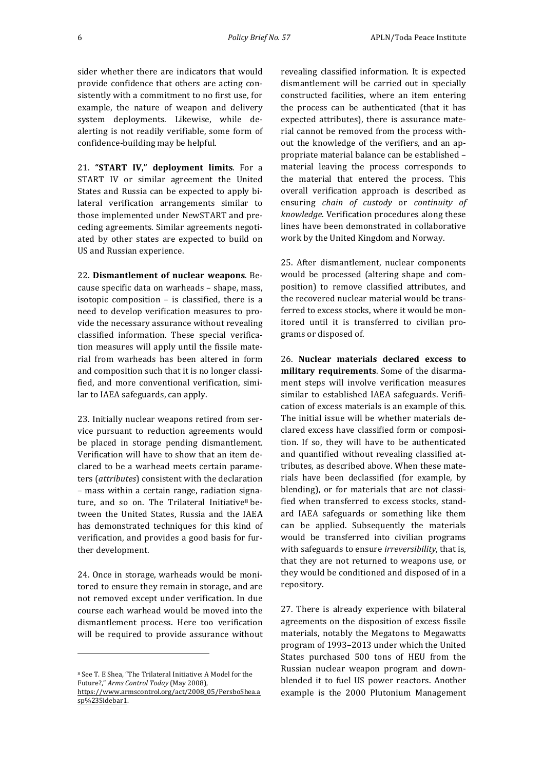sider whether there are indicators that would provide confidence that others are acting consistently with a commitment to no first use, for example, the nature of weapon and delivery system deployments. Likewise, while de-alerting is not readily verifiable, some form of confidence-building may be helpful.

21. **"START IV," deployment limits**. For a START IV or similar agreement the United States and Russia can be expected to apply bilateral verification arrangements similar to those implemented under NewSTART and preceding agreements. Similar agreements negotiated by other states are expected to build on US and Russian experience.

22. **Dismantlement of nuclear weapons**. Because specific data on warheads – shape, mass, isotopic composition – is classified, there is a need to develop verification measures to provide the necessary assurance without revealing classified information. These special verification measures will apply until the fissile material from warheads has been altered in form and composition such that it is no longer classified, and more conventional verification, similar to IAEA safeguards, can apply.

23. Initially nuclear weapons retired from service pursuant to reduction agreements would be placed in storage pending dismantlement. Verification will have to show that an item declared to be a warhead meets certain parameters (*attributes*) consistent with the declaration – mass within a certain range, radiation signature, and so on. The Trilateral Initiative[8] between the United States, Russia and the IAEA has demonstrated techniques for this kind of verification, and provides a good basis for further development.

24. Once in storage, warheads would be monitored to ensure they remain in storage, and are not removed except under verification. In due course each warhead would be moved into the dismantlement process. Here too verification will be required to provide assurance without revealing classified information. It is expected dismantlement will be carried out in specially constructed facilities, where an item entering the process can be authenticated (that it has expected attributes), there is assurance material cannot be removed from the process without the knowledge of the verifiers, and an appropriate material balance can be established – material leaving the process corresponds to the material that entered the process. This overall verification approach is described as ensuring *chain of custody* or *continuity of knowledge*. Verification procedures along these lines have been demonstrated in collaborative work by the United Kingdom and Norway.

25. After dismantlement, nuclear components would be processed (altering shape and composition) to remove classified attributes, and the recovered nuclear material would be transferred to excess stocks, where it would be monitored until it is transferred to civilian programs or disposed of.

26. **Nuclear materials declared excess to military requirements**. Some of the disarmament steps will involve verification measures similar to established IAEA safeguards. Verification of excess materials is an example of this. The initial issue will be whether materials declared excess have classified form or composition. If so, they will have to be authenticated and quantified without revealing classified attributes, as described above. When these materials have been declassified (for example, by blending), or for materials that are not classified when transferred to excess stocks, standard IAEA safeguards or something like them can be applied. Subsequently the materials would be transferred into civilian programs with safeguards to ensure *irreversibility*, that is, that they are not returned to weapons use, or they would be conditioned and disposed of in a repository.

27. There is already experience with bilateral agreements on the disposition of excess fissile materials, notably the Megatons to Megawatts program of 1993–2013 under which the United States purchased 500 tons of HEU from the Russian nuclear weapon program and downblended it to fuel US power reactors. Another example is the 2000 Plutonium Management

[8] See T. E Shea, "The Trilateral Initiative: A Model for the Future?," *Arms Control Today* (May 2008), https://www.armscontrol.org/act/2008_05/PersboShea.asp%23Sidebar1.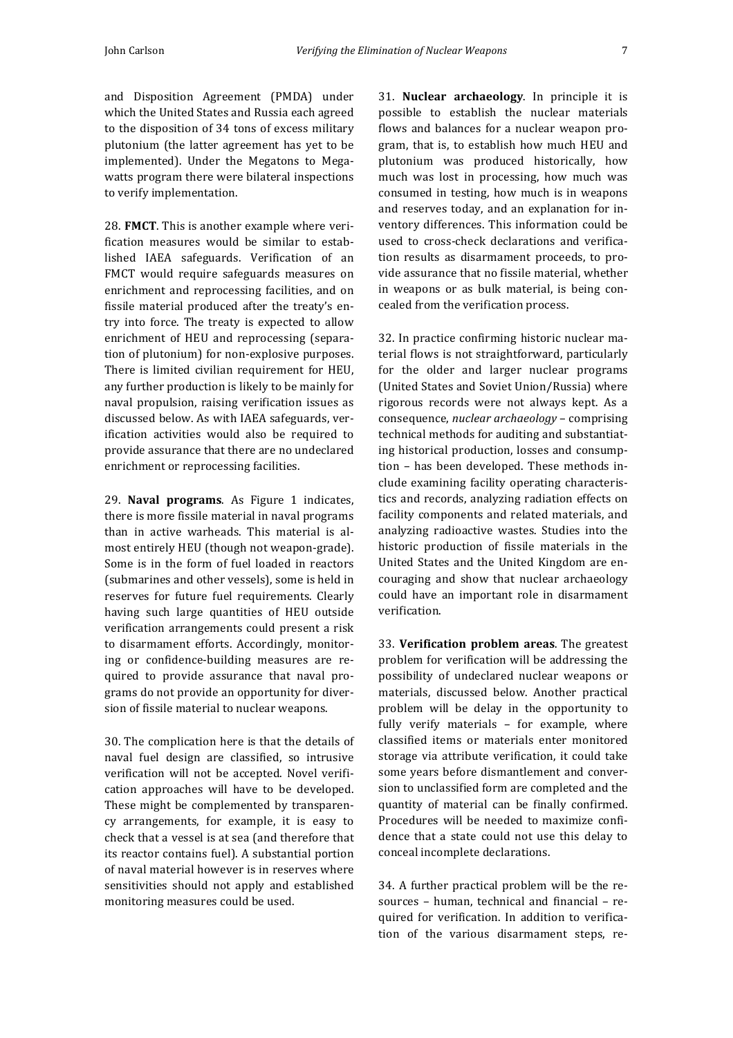and Disposition Agreement (PMDA) under which the United States and Russia each agreed to the disposition of 34 tons of excess military plutonium (the latter agreement has yet to be implemented). Under the Megatons to Megawatts program there were bilateral inspections to verify implementation.

28. **FMCT**. This is another example where verification measures would be similar to established IAEA safeguards. Verification of an FMCT would require safeguards measures on enrichment and reprocessing facilities, and on fissile material produced after the treaty's entry into force. The treaty is expected to allow enrichment of HEU and reprocessing (separation of plutonium) for non-explosive purposes. There is limited civilian requirement for HEU, any further production is likely to be mainly for naval propulsion, raising verification issues as discussed below. As with IAEA safeguards, verification activities would also be required to provide assurance that there are no undeclared enrichment or reprocessing facilities.

29. **Naval programs**. As Figure 1 indicates, there is more fissile material in naval programs than in active warheads. This material is almost entirely HEU (though not weapon-grade). Some is in the form of fuel loaded in reactors (submarines and other vessels), some is held in reserves for future fuel requirements. Clearly having such large quantities of HEU outside verification arrangements could present a risk to disarmament efforts. Accordingly, monitoring or confidence-building measures are required to provide assurance that naval programs do not provide an opportunity for diversion of fissile material to nuclear weapons.

30. The complication here is that the details of naval fuel design are classified, so intrusive verification will not be accepted. Novel verification approaches will have to be developed. These might be complemented by transparency arrangements, for example, it is easy to check that a vessel is at sea (and therefore that its reactor contains fuel). A substantial portion of naval material however is in reserves where sensitivities should not apply and established monitoring measures could be used.

31. **Nuclear archaeology**. In principle it is possible to establish the nuclear materials flows and balances for a nuclear weapon program, that is, to establish how much HEU and plutonium was produced historically, how much was lost in processing, how much was consumed in testing, how much is in weapons and reserves today, and an explanation for inventory differences. This information could be used to cross-check declarations and verification results as disarmament proceeds, to provide assurance that no fissile material, whether in weapons or as bulk material, is being concealed from the verification process.

32. In practice confirming historic nuclear material flows is not straightforward, particularly for the older and larger nuclear programs (United States and Soviet Union/Russia) where rigorous records were not always kept. As a consequence, *nuclear archaeology* – comprising technical methods for auditing and substantiating historical production, losses and consumption – has been developed. These methods include examining facility operating characteristics and records, analyzing radiation effects on facility components and related materials, and analyzing radioactive wastes. Studies into the historic production of fissile materials in the United States and the United Kingdom are encouraging and show that nuclear archaeology could have an important role in disarmament verification.

33. **Verification problem areas**. The greatest problem for verification will be addressing the possibility of undeclared nuclear weapons or materials, discussed below. Another practical problem will be delay in the opportunity to fully verify materials – for example, where classified items or materials enter monitored storage via attribute verification, it could take some years before dismantlement and conversion to unclassified form are completed and the quantity of material can be finally confirmed. Procedures will be needed to maximize confidence that a state could not use this delay to conceal incomplete declarations.

34. A further practical problem will be the resources – human, technical and financial – required for verification. In addition to verification of the various disarmament steps, re-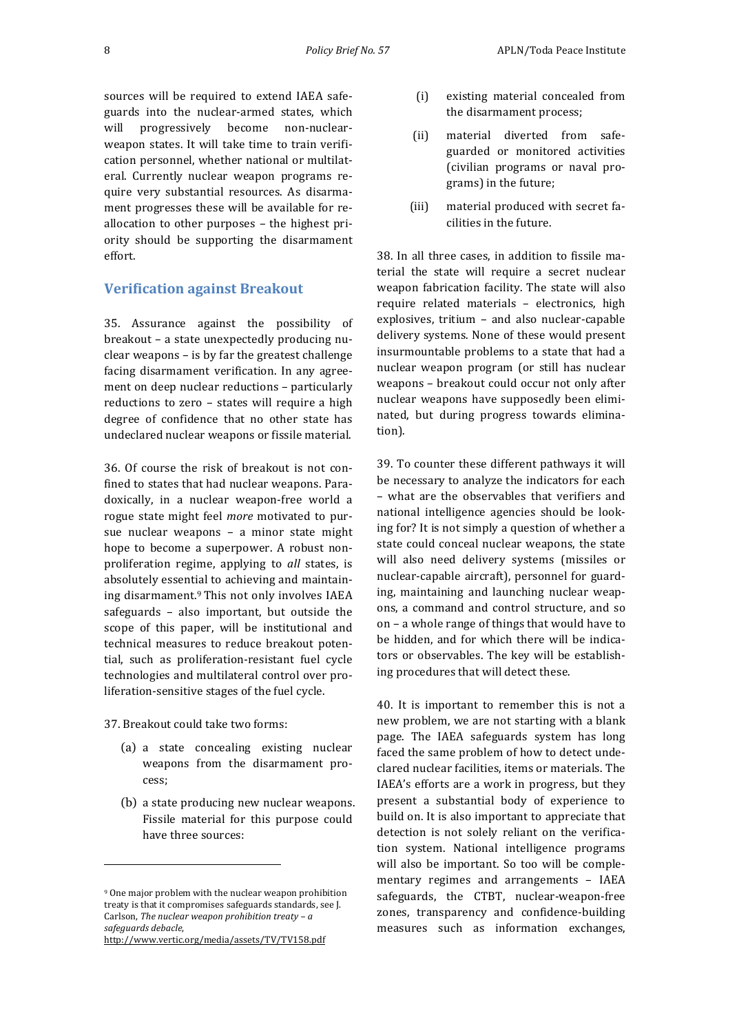sources will be required to extend IAEA safeguards into the nuclear-armed states, which will progressively become non-nuclear-weapon states. It will take time to train verification personnel, whether national or multilateral. Currently nuclear weapon programs require very substantial resources. As disarmament progresses these will be available for reallocation to other purposes – the highest priority should be supporting the disarmament effort.

## Verification against Breakout

35. Assurance against the possibility of breakout – a state unexpectedly producing nuclear weapons – is by far the greatest challenge facing disarmament verification. In any agreement on deep nuclear reductions – particularly reductions to zero – states will require a high degree of confidence that no other state has undeclared nuclear weapons or fissile material.

36. Of course the risk of breakout is not confined to states that had nuclear weapons. Paradoxically, in a nuclear weapon-free world a rogue state might feel *more* motivated to pursue nuclear weapons – a minor state might hope to become a superpower. A robust non-proliferation regime, applying to *all* states, is absolutely essential to achieving and maintaining disarmament.[9] This not only involves IAEA safeguards – also important, but outside the scope of this paper, will be institutional and technical measures to reduce breakout potential, such as proliferation-resistant fuel cycle technologies and multilateral control over proliferation-sensitive stages of the fuel cycle.

37. Breakout could take two forms:

(a) a state concealing existing nuclear weapons from the disarmament process;

(b) a state producing new nuclear weapons. Fissile material for this purpose could have three sources:

(i) existing material concealed from the disarmament process;

(ii) material diverted from safeguarded or monitored activities (civilian programs or naval programs) in the future;

(iii) material produced with secret facilities in the future.

38. In all three cases, in addition to fissile material the state will require a secret nuclear weapon fabrication facility. The state will also require related materials – electronics, high explosives, tritium – and also nuclear-capable delivery systems. None of these would present insurmountable problems to a state that had a nuclear weapon program (or still has nuclear weapons – breakout could occur not only after nuclear weapons have supposedly been eliminated, but during progress towards elimination).

39. To counter these different pathways it will be necessary to analyze the indicators for each – what are the observables that verifiers and national intelligence agencies should be looking for? It is not simply a question of whether a state could conceal nuclear weapons, the state will also need delivery systems (missiles or nuclear-capable aircraft), personnel for guarding, maintaining and launching nuclear weapons, a command and control structure, and so on – a whole range of things that would have to be hidden, and for which there will be indicators or observables. The key will be establishing procedures that will detect these.

40. It is important to remember this is not a new problem, we are not starting with a blank page. The IAEA safeguards system has long faced the same problem of how to detect undeclared nuclear facilities, items or materials. The IAEA's efforts are a work in progress, but they present a substantial body of experience to build on. It is also important to appreciate that detection is not solely reliant on the verification system. National intelligence programs will also be important. So too will be complementary regimes and arrangements – IAEA safeguards, the CTBT, nuclear-weapon-free zones, transparency and confidence-building measures such as information exchanges,

---

[9] One major problem with the nuclear weapon prohibition treaty is that it compromises safeguards standards, see J. Carlson, *The nuclear weapon prohibition treaty – a safeguards debacle*, http://www.vertic.org/media/assets/TV/TV158.pdf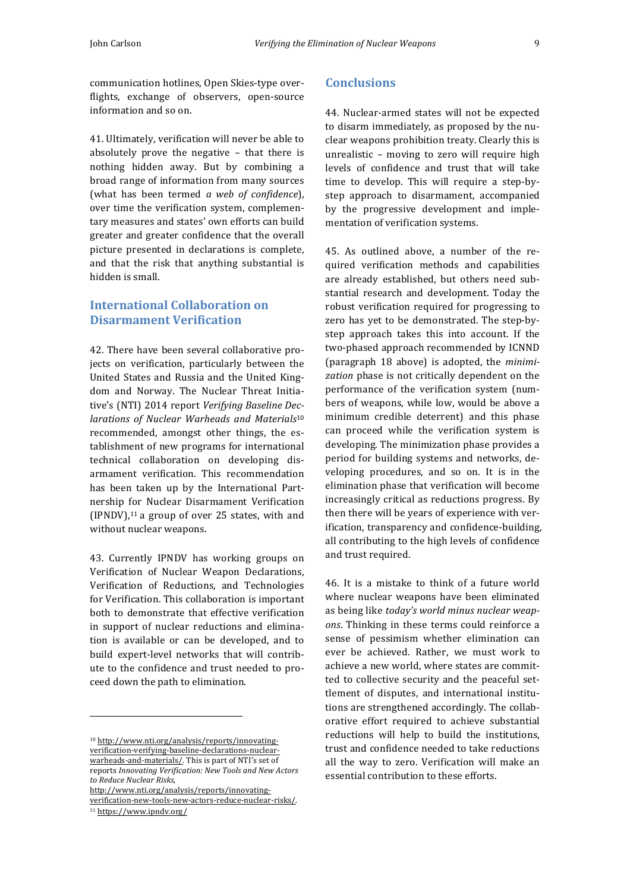communication hotlines, Open Skies-type overflights, exchange of observers, open-source information and so on.

41. Ultimately, verification will never be able to absolutely prove the negative – that there is nothing hidden away. But by combining a broad range of information from many sources (what has been termed *a web of confidence*), over time the verification system, complementary measures and states' own efforts can build greater and greater confidence that the overall picture presented in declarations is complete, and that the risk that anything substantial is hidden is small.

## International Collaboration on Disarmament Verification

42. There have been several collaborative projects on verification, particularly between the United States and Russia and the United Kingdom and Norway. The Nuclear Threat Initiative's (NTI) 2014 report *Verifying Baseline Declarations of Nuclear Warheads and Materials*[10] recommended, amongst other things, the establishment of new programs for international technical collaboration on developing disarmament verification. This recommendation has been taken up by the International Partnership for Nuclear Disarmament Verification (IPNDV),[11] a group of over 25 states, with and without nuclear weapons.

43. Currently IPNDV has working groups on Verification of Nuclear Weapon Declarations, Verification of Reductions, and Technologies for Verification. This collaboration is important both to demonstrate that effective verification in support of nuclear reductions and elimination is available or can be developed, and to build expert-level networks that will contribute to the confidence and trust needed to proceed down the path to elimination.

## Conclusions

44. Nuclear-armed states will not be expected to disarm immediately, as proposed by the nuclear weapons prohibition treaty. Clearly this is unrealistic – moving to zero will require high levels of confidence and trust that will take time to develop. This will require a step-by-step approach to disarmament, accompanied by the progressive development and implementation of verification systems.

45. As outlined above, a number of the required verification methods and capabilities are already established, but others need substantial research and development. Today the robust verification required for progressing to zero has yet to be demonstrated. The step-by-step approach takes this into account. If the two-phased approach recommended by ICNND (paragraph 18 above) is adopted, the *minimization* phase is not critically dependent on the performance of the verification system (numbers of weapons, while low, would be above a minimum credible deterrent) and this phase can proceed while the verification system is developing. The minimization phase provides a period for building systems and networks, developing procedures, and so on. It is in the elimination phase that verification will become increasingly critical as reductions progress. By then there will be years of experience with verification, transparency and confidence-building, all contributing to the high levels of confidence and trust required.

46. It is a mistake to think of a future world where nuclear weapons have been eliminated as being like *today's world minus nuclear weapons*. Thinking in these terms could reinforce a sense of pessimism whether elimination can ever be achieved. Rather, we must work to achieve a new world, where states are committed to collective security and the peaceful settlement of disputes, and international institutions are strengthened accordingly. The collaborative effort required to achieve substantial reductions will help to build the institutions, trust and confidence needed to take reductions all the way to zero. Verification will make an essential contribution to these efforts.

---

[10] http://www.nti.org/analysis/reports/innovating-verification-verifying-baseline-declarations-nuclear-warheads-and-materials/. This is part of NTI's set of reports *Innovating Verification: New Tools and New Actors to Reduce Nuclear Risks*, http://www.nti.org/analysis/reports/innovating-verification-new-tools-new-actors-reduce-nuclear-risks/.

[11] https://www.ipndv.org/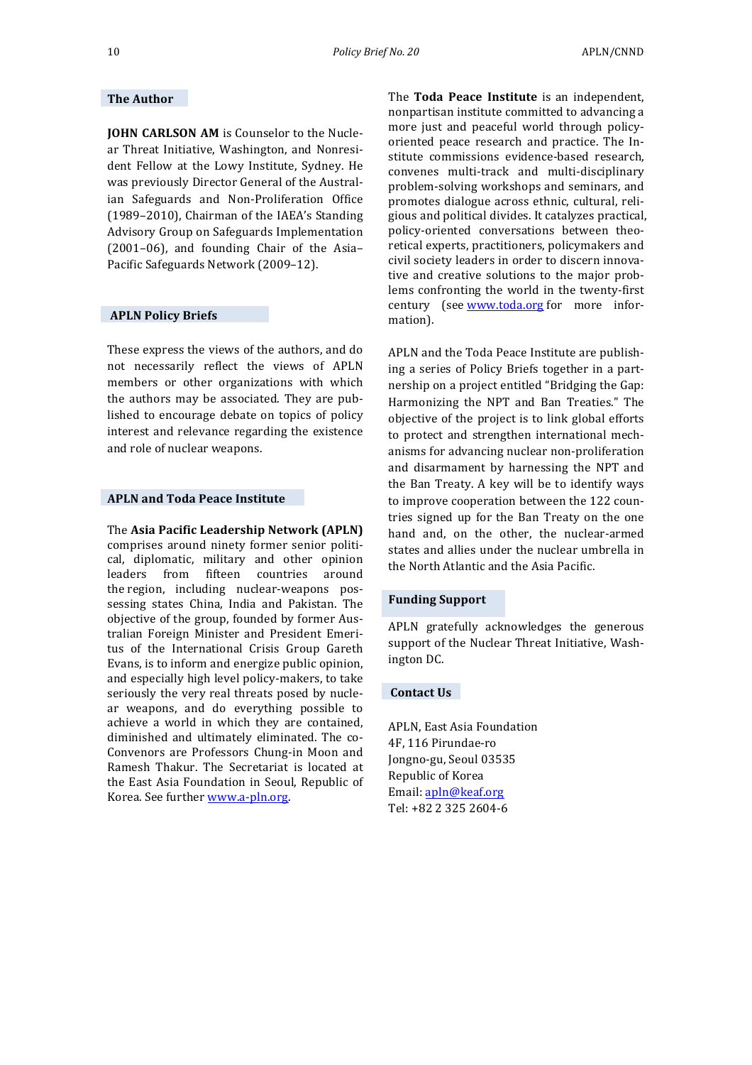## The Author

**JOHN CARLSON AM** is Counselor to the Nuclear Threat Initiative, Washington, and Nonresident Fellow at the Lowy Institute, Sydney. He was previously Director General of the Australian Safeguards and Non-Proliferation Office (1989–2010), Chairman of the IAEA's Standing Advisory Group on Safeguards Implementation (2001–06), and founding Chair of the Asia–Pacific Safeguards Network (2009–12).

## APLN Policy Briefs

These express the views of the authors, and do not necessarily reflect the views of APLN members or other organizations with which the authors may be associated. They are published to encourage debate on topics of policy interest and relevance regarding the existence and role of nuclear weapons.

## APLN and Toda Peace Institute

The **Asia Pacific Leadership Network (APLN)** comprises around ninety former senior political, diplomatic, military and other opinion leaders from fifteen countries around the region, including nuclear-weapons possessing states China, India and Pakistan. The objective of the group, founded by former Australian Foreign Minister and President Emeritus of the International Crisis Group Gareth Evans, is to inform and energize public opinion, and especially high level policy-makers, to take seriously the very real threats posed by nuclear weapons, and do everything possible to achieve a world in which they are contained, diminished and ultimately eliminated. The co-Convenors are Professors Chung-in Moon and Ramesh Thakur. The Secretariat is located at the East Asia Foundation in Seoul, Republic of Korea. See further www.a-pln.org.

The **Toda Peace Institute** is an independent, nonpartisan institute committed to advancing a more just and peaceful world through policy-oriented peace research and practice. The Institute commissions evidence-based research, convenes multi-track and multi-disciplinary problem-solving workshops and seminars, and promotes dialogue across ethnic, cultural, religious and political divides. It catalyzes practical, policy-oriented conversations between theoretical experts, practitioners, policymakers and civil society leaders in order to discern innovative and creative solutions to the major problems confronting the world in the twenty-first century (see www.toda.org for more information).

APLN and the Toda Peace Institute are publishing a series of Policy Briefs together in a partnership on a project entitled "Bridging the Gap: Harmonizing the NPT and Ban Treaties." The objective of the project is to link global efforts to protect and strengthen international mechanisms for advancing nuclear non-proliferation and disarmament by harnessing the NPT and the Ban Treaty. A key will be to identify ways to improve cooperation between the 122 countries signed up for the Ban Treaty on the one hand and, on the other, the nuclear-armed states and allies under the nuclear umbrella in the North Atlantic and the Asia Pacific.

## Funding Support

APLN gratefully acknowledges the generous support of the Nuclear Threat Initiative, Washington DC.

## Contact Us

APLN, East Asia Foundation
4F, 116 Pirundae-ro
Jongno-gu, Seoul 03535
Republic of Korea
Email: apln@keaf.org
Tel: +82 2 325 2604-6